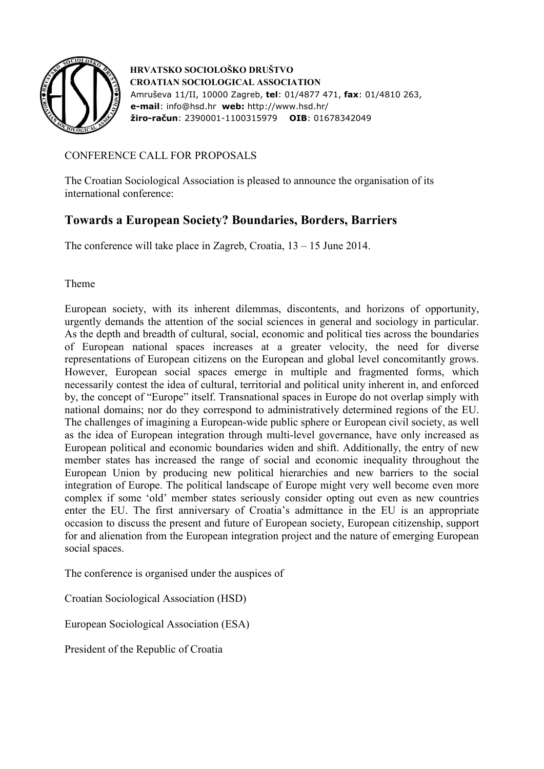**HRVATSKO SOCIOLOŠKO DRUŠTVO**
**CROATIAN SOCIOLOGICAL ASSOCIATION**
Amruševa 11/II, 10000 Zagreb, **tel**: 01/4877 471, **fax**: 01/4810 263,
**e-mail**: info@hsd.hr **web:** http://www.hsd.hr/
**žiro-račun**: 2390001-1100315979 **OIB**: 01678342049

CONFERENCE CALL FOR PROPOSALS

The Croatian Sociological Association is pleased to announce the organisation of its international conference:

## Towards a European Society? Boundaries, Borders, Barriers

The conference will take place in Zagreb, Croatia, 13 – 15 June 2014.

Theme

European society, with its inherent dilemmas, discontents, and horizons of opportunity, urgently demands the attention of the social sciences in general and sociology in particular. As the depth and breadth of cultural, social, economic and political ties across the boundaries of European national spaces increases at a greater velocity, the need for diverse representations of European citizens on the European and global level concomitantly grows. However, European social spaces emerge in multiple and fragmented forms, which necessarily contest the idea of cultural, territorial and political unity inherent in, and enforced by, the concept of "Europe" itself. Transnational spaces in Europe do not overlap simply with national domains; nor do they correspond to administratively determined regions of the EU. The challenges of imagining a European-wide public sphere or European civil society, as well as the idea of European integration through multi-level governance, have only increased as European political and economic boundaries widen and shift. Additionally, the entry of new member states has increased the range of social and economic inequality throughout the European Union by producing new political hierarchies and new barriers to the social integration of Europe. The political landscape of Europe might very well become even more complex if some 'old' member states seriously consider opting out even as new countries enter the EU. The first anniversary of Croatia's admittance in the EU is an appropriate occasion to discuss the present and future of European society, European citizenship, support for and alienation from the European integration project and the nature of emerging European social spaces.

The conference is organised under the auspices of

Croatian Sociological Association (HSD)

European Sociological Association (ESA)

President of the Republic of Croatia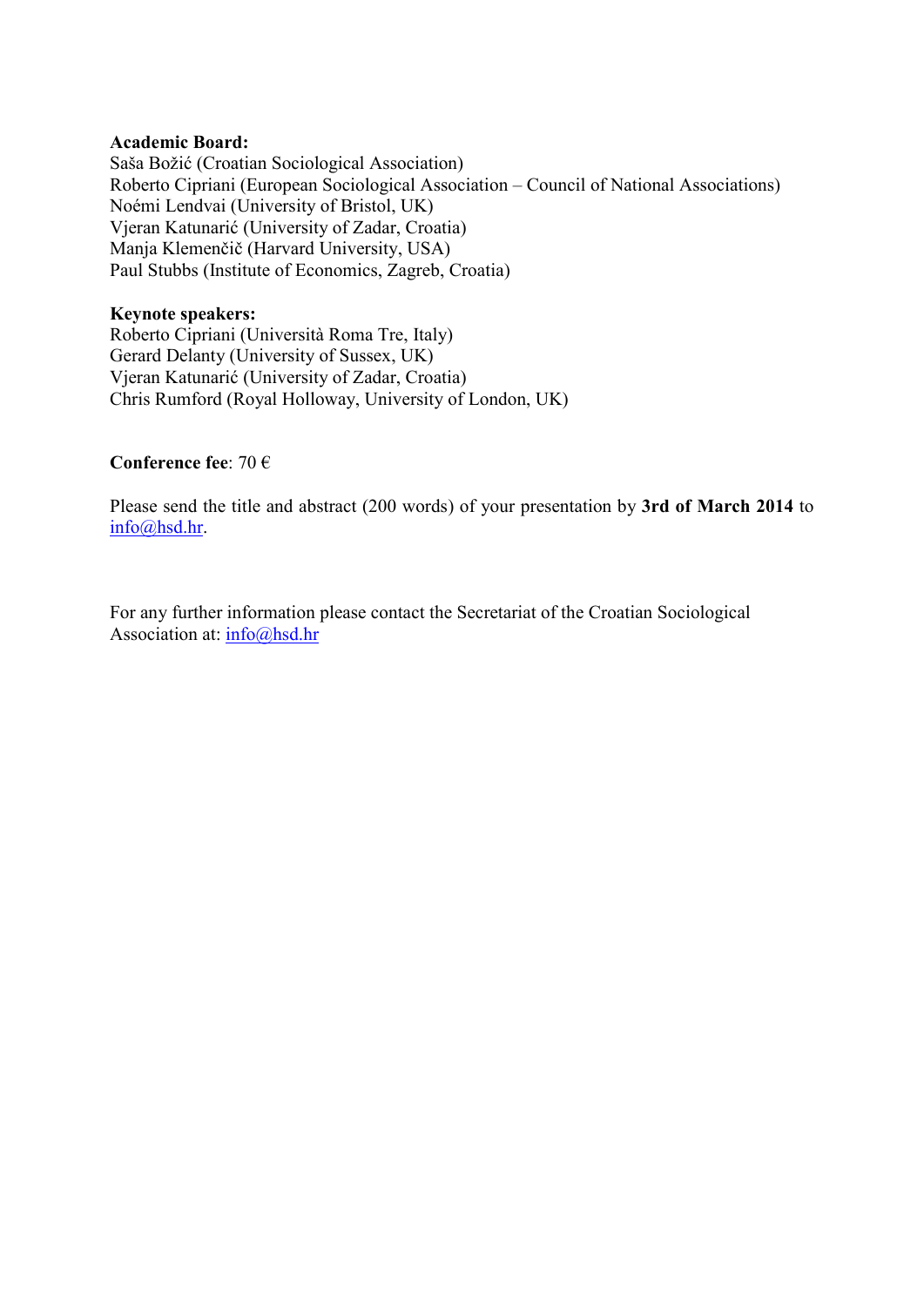**Academic Board:**
Saša Božić (Croatian Sociological Association)
Roberto Cipriani (European Sociological Association – Council of National Associations)
Noémi Lendvai (University of Bristol, UK)
Vjeran Katunarić (University of Zadar, Croatia)
Manja Klemenčič (Harvard University, USA)
Paul Stubbs (Institute of Economics, Zagreb, Croatia)

**Keynote speakers:**
Roberto Cipriani (Università Roma Tre, Italy)
Gerard Delanty (University of Sussex, UK)
Vjeran Katunarić (University of Zadar, Croatia)
Chris Rumford (Royal Holloway, University of London, UK)

**Conference fee**: 70 €

Please send the title and abstract (200 words) of your presentation by **3rd of March 2014** to info@hsd.hr.

For any further information please contact the Secretariat of the Croatian Sociological Association at: info@hsd.hr